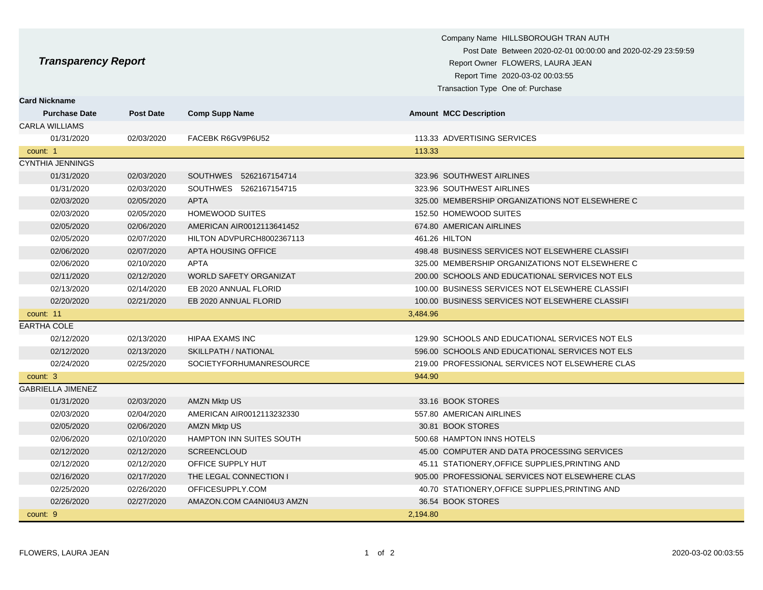# *Transparency Report*

Company Name HILLSBOROUGH TRAN AUTH
Post Date Between 2020-02-01 00:00:00 and 2020-02-29 23:59:59
Report Owner FLOWERS, LAURA JEAN
Report Time 2020-03-02 00:03:55
Transaction Type One of: Purchase

| Card Nickname | | | | |
|---|---|---|---|---|
| **Purchase Date** | **Post Date** | **Comp Supp Name** | **Amount** | **MCC Description** |
| CARLA WILLIAMS | | | | |
| 01/31/2020 | 02/03/2020 | FACEBK R6GV9P6U52 | 113.33 | ADVERTISING SERVICES |
| count: 1 | | | 113.33 | |
| CYNTHIA JENNINGS | | | | |
| 01/31/2020 | 02/03/2020 | SOUTHWES 5262167154714 | 323.96 | SOUTHWEST AIRLINES |
| 01/31/2020 | 02/03/2020 | SOUTHWES 5262167154715 | 323.96 | SOUTHWEST AIRLINES |
| 02/03/2020 | 02/05/2020 | APTA | 325.00 | MEMBERSHIP ORGANIZATIONS NOT ELSEWHERE C |
| 02/03/2020 | 02/05/2020 | HOMEWOOD SUITES | 152.50 | HOMEWOOD SUITES |
| 02/05/2020 | 02/06/2020 | AMERICAN AIR0012113641452 | 674.80 | AMERICAN AIRLINES |
| 02/05/2020 | 02/07/2020 | HILTON ADVPURCH8002367113 | 461.26 | HILTON |
| 02/06/2020 | 02/07/2020 | APTA HOUSING OFFICE | 498.48 | BUSINESS SERVICES NOT ELSEWHERE CLASSIFI |
| 02/06/2020 | 02/10/2020 | APTA | 325.00 | MEMBERSHIP ORGANIZATIONS NOT ELSEWHERE C |
| 02/11/2020 | 02/12/2020 | WORLD SAFETY ORGANIZAT | 200.00 | SCHOOLS AND EDUCATIONAL SERVICES NOT ELS |
| 02/13/2020 | 02/14/2020 | EB 2020 ANNUAL FLORID | 100.00 | BUSINESS SERVICES NOT ELSEWHERE CLASSIFI |
| 02/20/2020 | 02/21/2020 | EB 2020 ANNUAL FLORID | 100.00 | BUSINESS SERVICES NOT ELSEWHERE CLASSIFI |
| count: 11 | | | 3,484.96 | |
| EARTHA COLE | | | | |
| 02/12/2020 | 02/13/2020 | HIPAA EXAMS INC | 129.90 | SCHOOLS AND EDUCATIONAL SERVICES NOT ELS |
| 02/12/2020 | 02/13/2020 | SKILLPATH / NATIONAL | 596.00 | SCHOOLS AND EDUCATIONAL SERVICES NOT ELS |
| 02/24/2020 | 02/25/2020 | SOCIETYFORHUMANRESOURCE | 219.00 | PROFESSIONAL SERVICES NOT ELSEWHERE CLAS |
| count: 3 | | | 944.90 | |
| GABRIELLA JIMENEZ | | | | |
| 01/31/2020 | 02/03/2020 | AMZN Mktp US | 33.16 | BOOK STORES |
| 02/03/2020 | 02/04/2020 | AMERICAN AIR0012113232330 | 557.80 | AMERICAN AIRLINES |
| 02/05/2020 | 02/06/2020 | AMZN Mktp US | 30.81 | BOOK STORES |
| 02/06/2020 | 02/10/2020 | HAMPTON INN SUITES SOUTH | 500.68 | HAMPTON INNS HOTELS |
| 02/12/2020 | 02/12/2020 | SCREENCLOUD | 45.00 | COMPUTER AND DATA PROCESSING SERVICES |
| 02/12/2020 | 02/12/2020 | OFFICE SUPPLY HUT | 45.11 | STATIONERY,OFFICE SUPPLIES,PRINTING AND |
| 02/16/2020 | 02/17/2020 | THE LEGAL CONNECTION I | 905.00 | PROFESSIONAL SERVICES NOT ELSEWHERE CLAS |
| 02/25/2020 | 02/26/2020 | OFFICESUPPLY.COM | 40.70 | STATIONERY,OFFICE SUPPLIES,PRINTING AND |
| 02/26/2020 | 02/27/2020 | AMAZON.COM CA4NI04U3 AMZN | 36.54 | BOOK STORES |
| count: 9 | | | 2,194.80 | |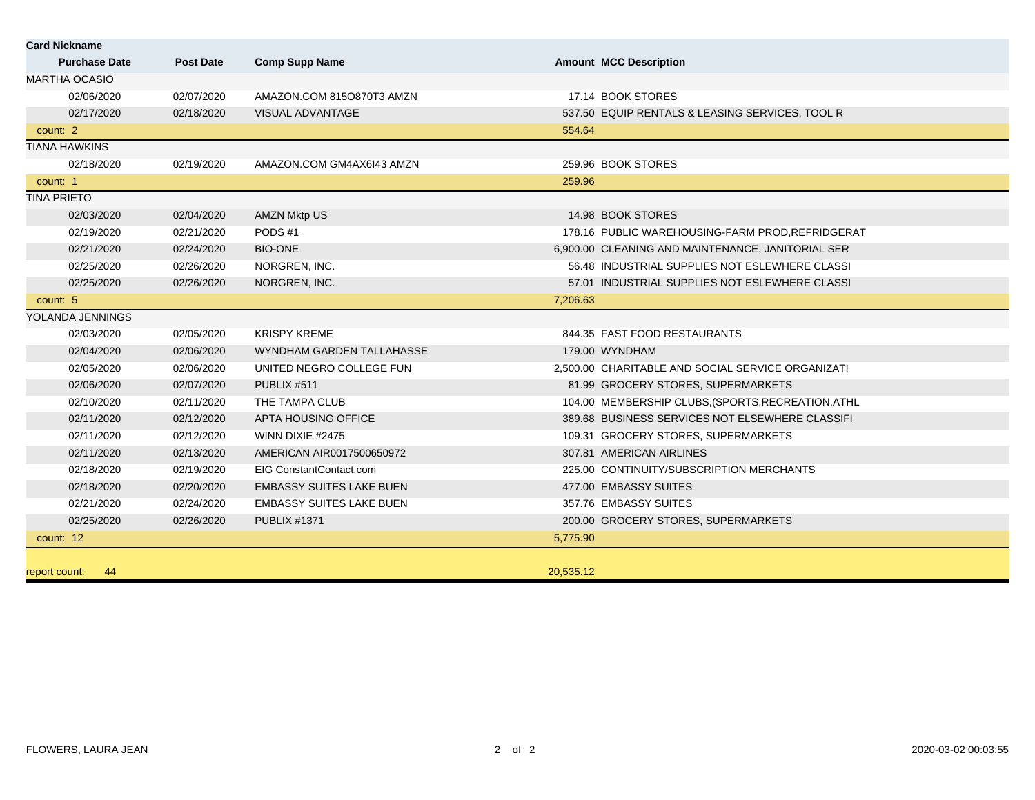| Card Nickname | | | | |
| --- | --- | --- | --- | --- |
| **Purchase Date** | **Post Date** | **Comp Supp Name** | **Amount** | **MCC Description** |
| MARTHA OCASIO | | | | |
| 02/06/2020 | 02/07/2020 | AMAZON.COM 815O870T3 AMZN | 17.14 | BOOK STORES |
| 02/17/2020 | 02/18/2020 | VISUAL ADVANTAGE | 537.50 | EQUIP RENTALS & LEASING SERVICES, TOOL R |
| count: 2 | | | 554.64 | |
| TIANA HAWKINS | | | | |
| 02/18/2020 | 02/19/2020 | AMAZON.COM GM4AX6I43 AMZN | 259.96 | BOOK STORES |
| count: 1 | | | 259.96 | |
| TINA PRIETO | | | | |
| 02/03/2020 | 02/04/2020 | AMZN Mktp US | 14.98 | BOOK STORES |
| 02/19/2020 | 02/21/2020 | PODS #1 | 178.16 | PUBLIC WAREHOUSING-FARM PROD,REFRIDGERAT |
| 02/21/2020 | 02/24/2020 | BIO-ONE | 6,900.00 | CLEANING AND MAINTENANCE, JANITORIAL SER |
| 02/25/2020 | 02/26/2020 | NORGREN, INC. | 56.48 | INDUSTRIAL SUPPLIES NOT ESLEWHERE CLASSI |
| 02/25/2020 | 02/26/2020 | NORGREN, INC. | 57.01 | INDUSTRIAL SUPPLIES NOT ESLEWHERE CLASSI |
| count: 5 | | | 7,206.63 | |
| YOLANDA JENNINGS | | | | |
| 02/03/2020 | 02/05/2020 | KRISPY KREME | 844.35 | FAST FOOD RESTAURANTS |
| 02/04/2020 | 02/06/2020 | WYNDHAM GARDEN TALLAHASSE | 179.00 | WYNDHAM |
| 02/05/2020 | 02/06/2020 | UNITED NEGRO COLLEGE FUN | 2,500.00 | CHARITABLE AND SOCIAL SERVICE ORGANIZATI |
| 02/06/2020 | 02/07/2020 | PUBLIX #511 | 81.99 | GROCERY STORES, SUPERMARKETS |
| 02/10/2020 | 02/11/2020 | THE TAMPA CLUB | 104.00 | MEMBERSHIP CLUBS,(SPORTS,RECREATION,ATHL |
| 02/11/2020 | 02/12/2020 | APTA HOUSING OFFICE | 389.68 | BUSINESS SERVICES NOT ELSEWHERE CLASSIFI |
| 02/11/2020 | 02/12/2020 | WINN DIXIE #2475 | 109.31 | GROCERY STORES, SUPERMARKETS |
| 02/11/2020 | 02/13/2020 | AMERICAN AIR0017500650972 | 307.81 | AMERICAN AIRLINES |
| 02/18/2020 | 02/19/2020 | EIG ConstantContact.com | 225.00 | CONTINUITY/SUBSCRIPTION MERCHANTS |
| 02/18/2020 | 02/20/2020 | EMBASSY SUITES LAKE BUEN | 477.00 | EMBASSY SUITES |
| 02/21/2020 | 02/24/2020 | EMBASSY SUITES LAKE BUEN | 357.76 | EMBASSY SUITES |
| 02/25/2020 | 02/26/2020 | PUBLIX #1371 | 200.00 | GROCERY STORES, SUPERMARKETS |
| count: 12 | | | 5,775.90 | |
| report count: 44 | | | 20,535.12 | |

FLOWERS, LAURA JEAN

2020-03-02 00:03:55